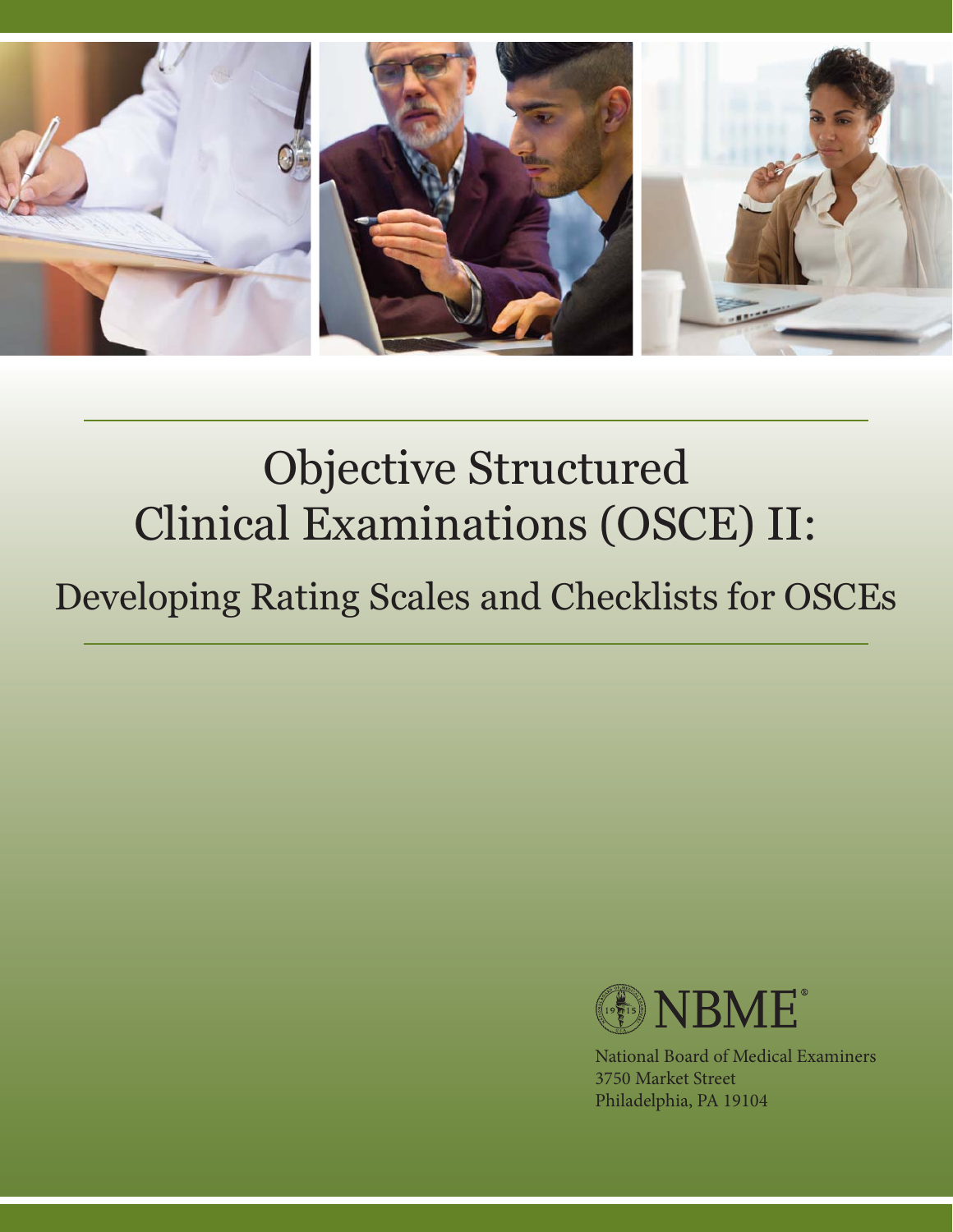# Objective Structured Clinical Examinations (OSCE) II:

## Developing Rating Scales and Checklists for OSCEs

NBME®

National Board of Medical Examiners
3750 Market Street
Philadelphia, PA 19104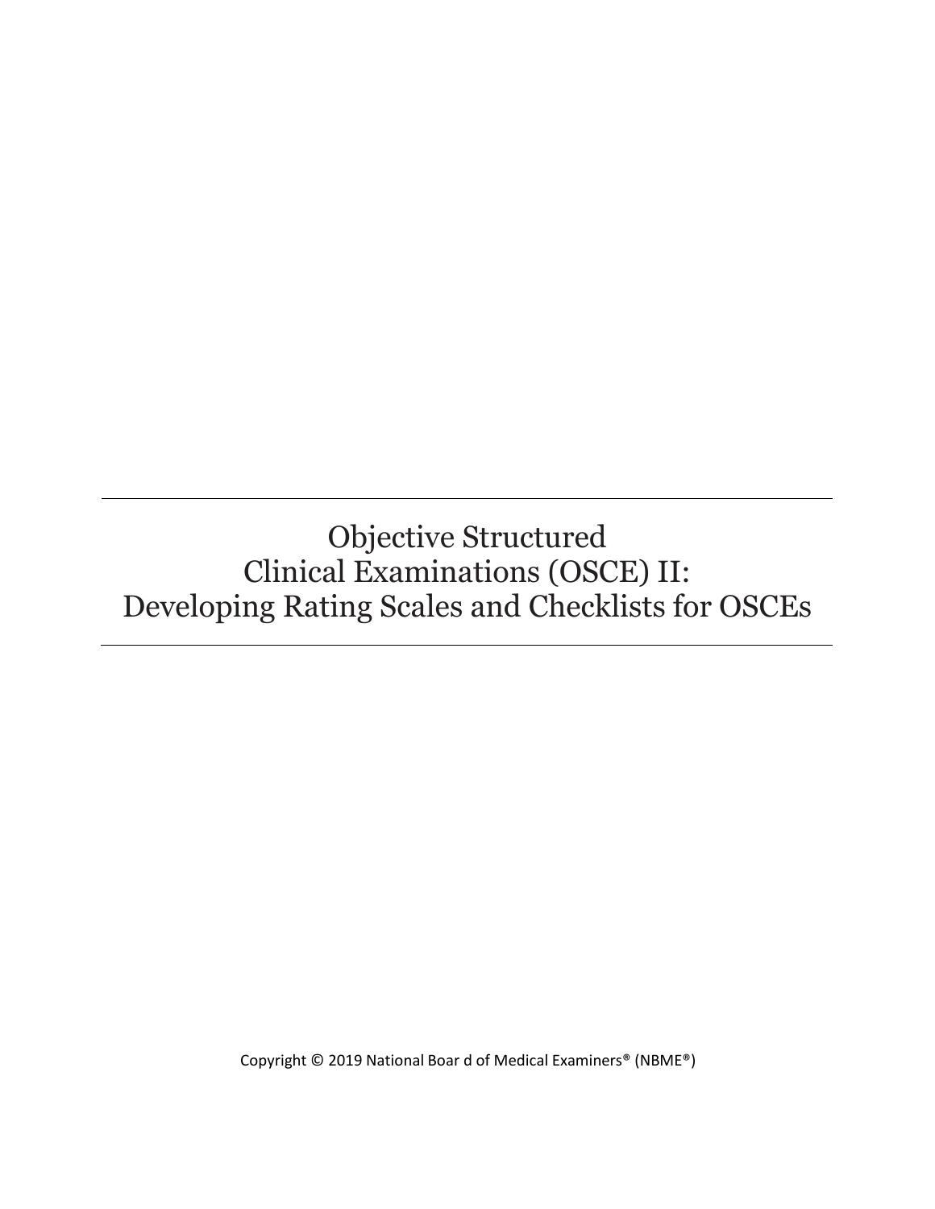# Objective Structured Clinical Examinations (OSCE) II: Developing Rating Scales and Checklists for OSCEs

Copyright © 2019 National Boar d of Medical Examiners® (NBME®)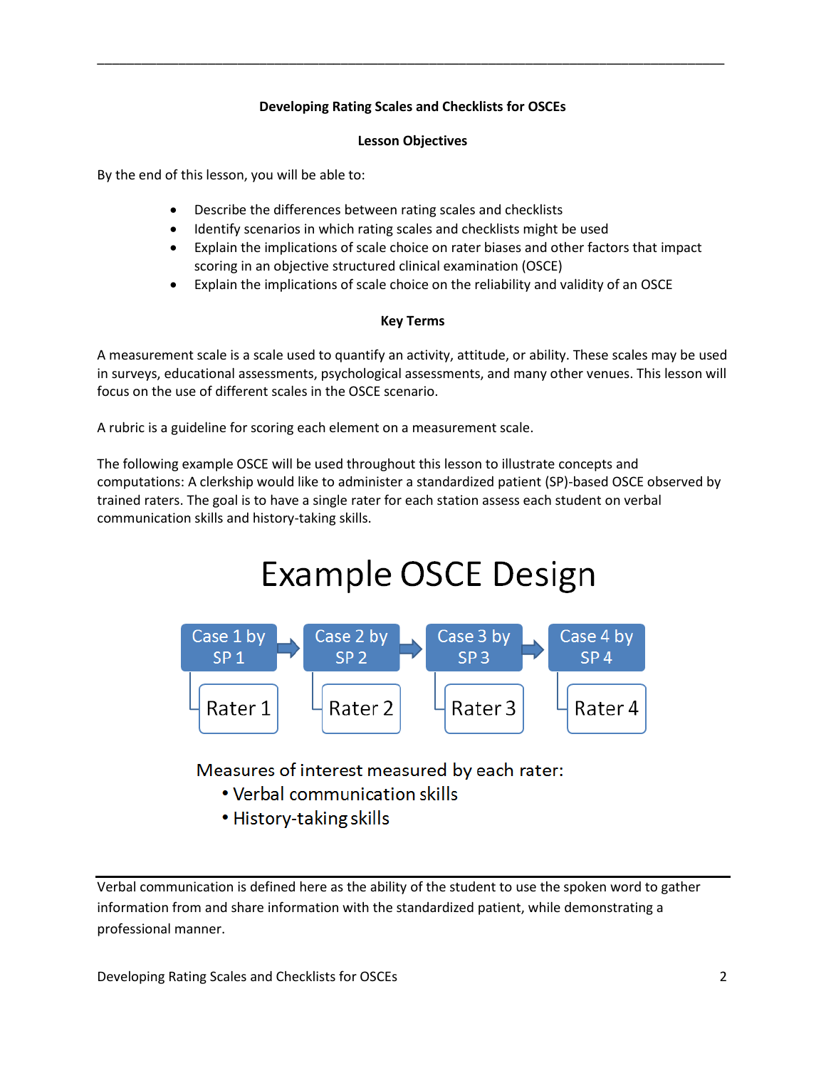**Developing Rating Scales and Checklists for OSCEs**

**Lesson Objectives**

By the end of this lesson, you will be able to:

- Describe the differences between rating scales and checklists
- Identify scenarios in which rating scales and checklists might be used
- Explain the implications of scale choice on rater biases and other factors that impact scoring in an objective structured clinical examination (OSCE)
- Explain the implications of scale choice on the reliability and validity of an OSCE

**Key Terms**

A measurement scale is a scale used to quantify an activity, attitude, or ability. These scales may be used in surveys, educational assessments, psychological assessments, and many other venues. This lesson will focus on the use of different scales in the OSCE scenario.

A rubric is a guideline for scoring each element on a measurement scale.

The following example OSCE will be used throughout this lesson to illustrate concepts and computations: A clerkship would like to administer a standardized patient (SP)-based OSCE observed by trained raters. The goal is to have a single rater for each station assess each student on verbal communication skills and history-taking skills.

# Example OSCE Design

Case 1 by SP 1 → Case 2 by SP 2 → Case 3 by SP 3 → Case 4 by SP 4

Rater 1 | Rater 2 | Rater 3 | Rater 4

Measures of interest measured by each rater:

- Verbal communication skills
- History-taking skills

---

Verbal communication is defined here as the ability of the student to use the spoken word to gather information from and share information with the standardized patient, while demonstrating a professional manner.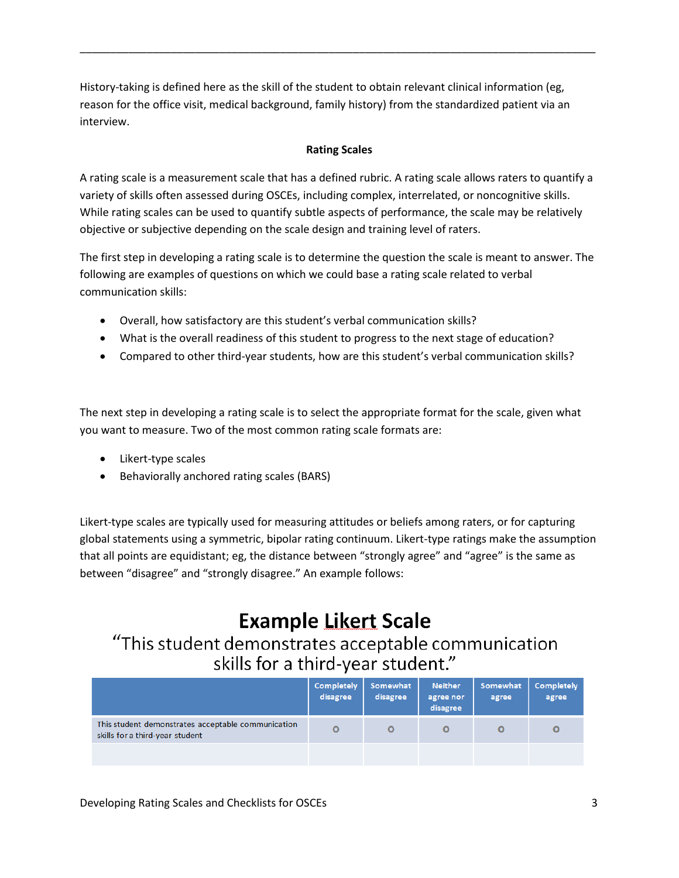History-taking is defined here as the skill of the student to obtain relevant clinical information (eg, reason for the office visit, medical background, family history) from the standardized patient via an interview.

## Rating Scales

A rating scale is a measurement scale that has a defined rubric. A rating scale allows raters to quantify a variety of skills often assessed during OSCEs, including complex, interrelated, or noncognitive skills. While rating scales can be used to quantify subtle aspects of performance, the scale may be relatively objective or subjective depending on the scale design and training level of raters.

The first step in developing a rating scale is to determine the question the scale is meant to answer. The following are examples of questions on which we could base a rating scale related to verbal communication skills:

- Overall, how satisfactory are this student's verbal communication skills?
- What is the overall readiness of this student to progress to the next stage of education?
- Compared to other third-year students, how are this student's verbal communication skills?

The next step in developing a rating scale is to select the appropriate format for the scale, given what you want to measure. Two of the most common rating scale formats are:

- Likert-type scales
- Behaviorally anchored rating scales (BARS)

Likert-type scales are typically used for measuring attitudes or beliefs among raters, or for capturing global statements using a symmetric, bipolar rating continuum. Likert-type ratings make the assumption that all points are equidistant; eg, the distance between "strongly agree" and "agree" is the same as between "disagree" and "strongly disagree." An example follows:

### Example Likert Scale

"This student demonstrates acceptable communication skills for a third-year student."

| | Completely disagree | Somewhat disagree | Neither agree nor disagree | Somewhat agree | Completely agree |
|---|---|---|---|---|---|
| This student demonstrates acceptable communication skills for a third-year student | ○ | ○ | ○ | ○ | ○ |
| | | | | | |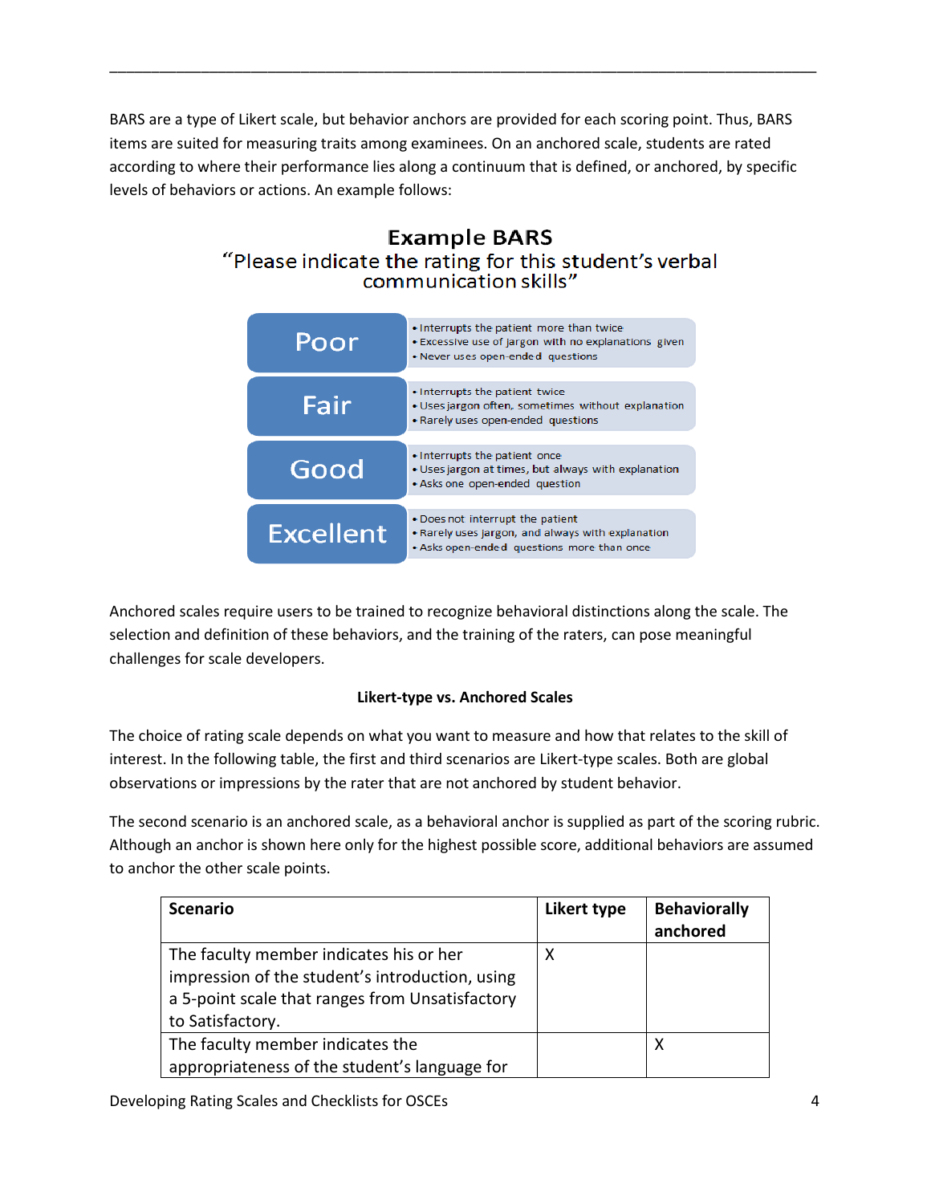BARS are a type of Likert scale, but behavior anchors are provided for each scoring point. Thus, BARS items are suited for measuring traits among examinees. On an anchored scale, students are rated according to where their performance lies along a continuum that is defined, or anchored, by specific levels of behaviors or actions. An example follows:

**Example BARS**

"Please indicate the rating for this student's verbal communication skills"

| Rating | Behaviors |
|---|---|
| Poor | • Interrupts the patient more than twice<br>• Excessive use of jargon with no explanations given<br>• Never uses open-ended questions |
| Fair | • Interrupts the patient twice<br>• Uses jargon often, sometimes without explanation<br>• Rarely uses open-ended questions |
| Good | • Interrupts the patient once<br>• Uses jargon at times, but always with explanation<br>• Asks one open-ended question |
| Excellent | • Does not interrupt the patient<br>• Rarely uses jargon, and always with explanation<br>• Asks open-ended questions more than once |

Anchored scales require users to be trained to recognize behavioral distinctions along the scale. The selection and definition of these behaviors, and the training of the raters, can pose meaningful challenges for scale developers.

**Likert-type vs. Anchored Scales**

The choice of rating scale depends on what you want to measure and how that relates to the skill of interest. In the following table, the first and third scenarios are Likert-type scales. Both are global observations or impressions by the rater that are not anchored by student behavior.

The second scenario is an anchored scale, as a behavioral anchor is supplied as part of the scoring rubric. Although an anchor is shown here only for the highest possible score, additional behaviors are assumed to anchor the other scale points.

| Scenario | Likert type | Behaviorally anchored |
|---|---|---|
| The faculty member indicates his or her impression of the student's introduction, using a 5-point scale that ranges from Unsatisfactory to Satisfactory. | X | |
| The faculty member indicates the appropriateness of the student's language for | | X |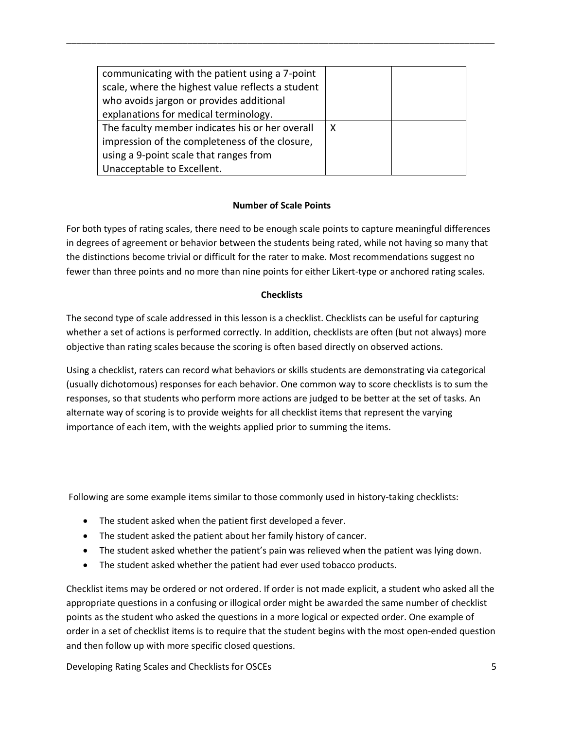| | | |
|---|---|---|
| communicating with the patient using a 7-point scale, where the highest value reflects a student who avoids jargon or provides additional explanations for medical terminology. | | |
| The faculty member indicates his or her overall impression of the completeness of the closure, using a 9-point scale that ranges from Unacceptable to Excellent. | X | |

### Number of Scale Points

For both types of rating scales, there need to be enough scale points to capture meaningful differences in degrees of agreement or behavior between the students being rated, while not having so many that the distinctions become trivial or difficult for the rater to make. Most recommendations suggest no fewer than three points and no more than nine points for either Likert-type or anchored rating scales.

### Checklists

The second type of scale addressed in this lesson is a checklist. Checklists can be useful for capturing whether a set of actions is performed correctly. In addition, checklists are often (but not always) more objective than rating scales because the scoring is often based directly on observed actions.

Using a checklist, raters can record what behaviors or skills students are demonstrating via categorical (usually dichotomous) responses for each behavior. One common way to score checklists is to sum the responses, so that students who perform more actions are judged to be better at the set of tasks. An alternate way of scoring is to provide weights for all checklist items that represent the varying importance of each item, with the weights applied prior to summing the items.

Following are some example items similar to those commonly used in history-taking checklists:

- The student asked when the patient first developed a fever.
- The student asked the patient about her family history of cancer.
- The student asked whether the patient's pain was relieved when the patient was lying down.
- The student asked whether the patient had ever used tobacco products.

Checklist items may be ordered or not ordered. If order is not made explicit, a student who asked all the appropriate questions in a confusing or illogical order might be awarded the same number of checklist points as the student who asked the questions in a more logical or expected order. One example of order in a set of checklist items is to require that the student begins with the most open-ended question and then follow up with more specific closed questions.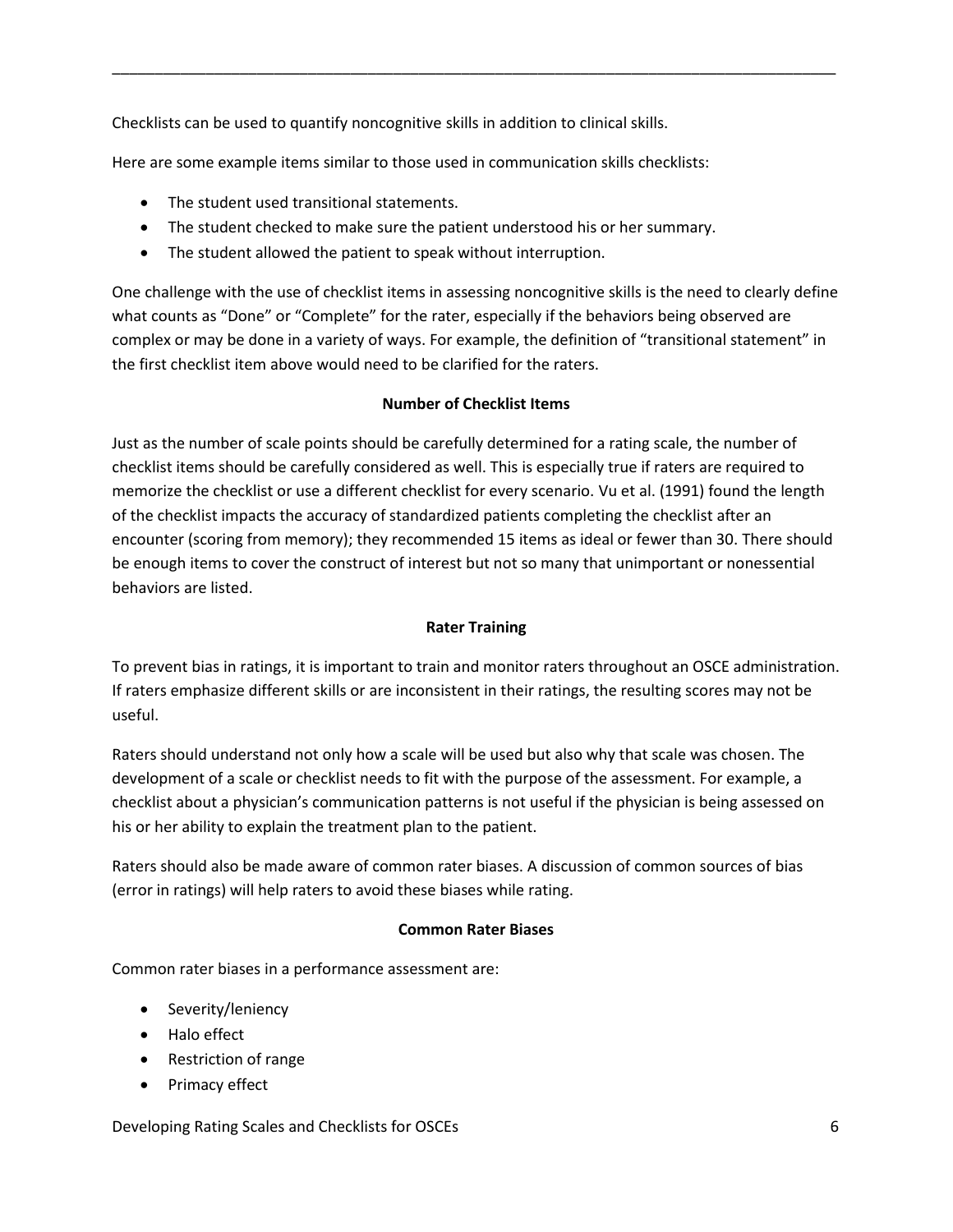Checklists can be used to quantify noncognitive skills in addition to clinical skills.

Here are some example items similar to those used in communication skills checklists:

- The student used transitional statements.
- The student checked to make sure the patient understood his or her summary.
- The student allowed the patient to speak without interruption.

One challenge with the use of checklist items in assessing noncognitive skills is the need to clearly define what counts as "Done" or "Complete" for the rater, especially if the behaviors being observed are complex or may be done in a variety of ways. For example, the definition of "transitional statement" in the first checklist item above would need to be clarified for the raters.

### Number of Checklist Items

Just as the number of scale points should be carefully determined for a rating scale, the number of checklist items should be carefully considered as well. This is especially true if raters are required to memorize the checklist or use a different checklist for every scenario. Vu et al. (1991) found the length of the checklist impacts the accuracy of standardized patients completing the checklist after an encounter (scoring from memory); they recommended 15 items as ideal or fewer than 30. There should be enough items to cover the construct of interest but not so many that unimportant or nonessential behaviors are listed.

### Rater Training

To prevent bias in ratings, it is important to train and monitor raters throughout an OSCE administration. If raters emphasize different skills or are inconsistent in their ratings, the resulting scores may not be useful.

Raters should understand not only how a scale will be used but also why that scale was chosen. The development of a scale or checklist needs to fit with the purpose of the assessment. For example, a checklist about a physician's communication patterns is not useful if the physician is being assessed on his or her ability to explain the treatment plan to the patient.

Raters should also be made aware of common rater biases. A discussion of common sources of bias (error in ratings) will help raters to avoid these biases while rating.

### Common Rater Biases

Common rater biases in a performance assessment are:

- Severity/leniency
- Halo effect
- Restriction of range
- Primacy effect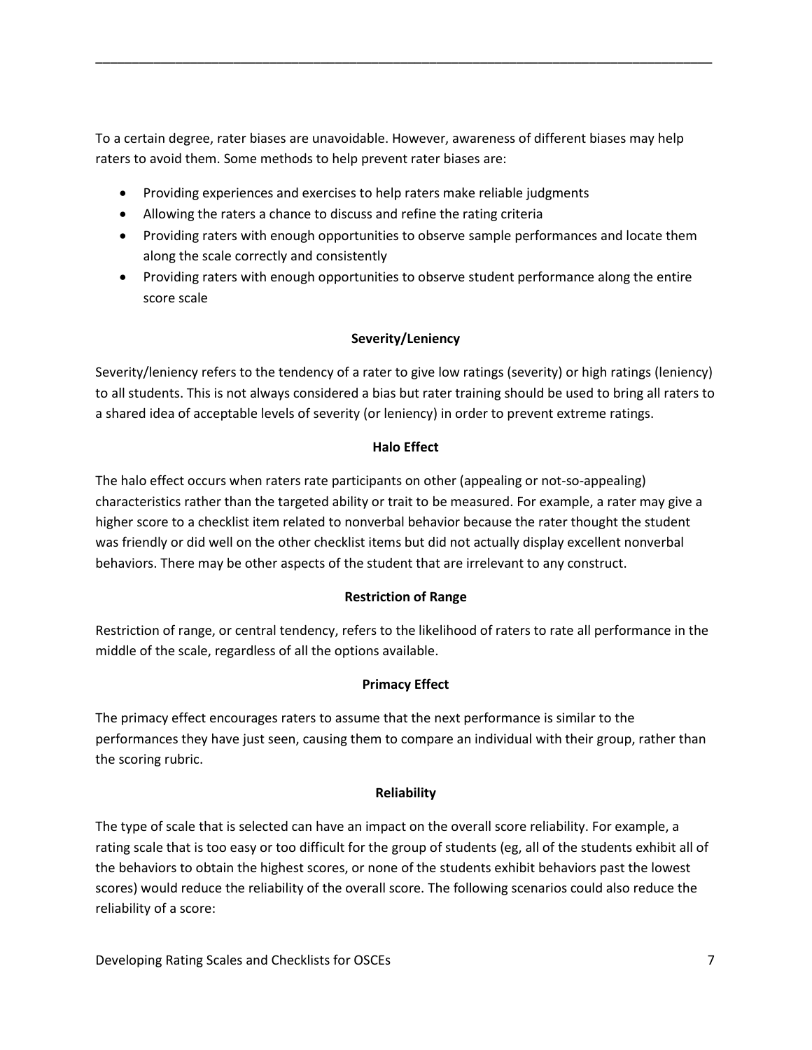To a certain degree, rater biases are unavoidable. However, awareness of different biases may help raters to avoid them. Some methods to help prevent rater biases are:

- Providing experiences and exercises to help raters make reliable judgments
- Allowing the raters a chance to discuss and refine the rating criteria
- Providing raters with enough opportunities to observe sample performances and locate them along the scale correctly and consistently
- Providing raters with enough opportunities to observe student performance along the entire score scale

### Severity/Leniency

Severity/leniency refers to the tendency of a rater to give low ratings (severity) or high ratings (leniency) to all students. This is not always considered a bias but rater training should be used to bring all raters to a shared idea of acceptable levels of severity (or leniency) in order to prevent extreme ratings.

### Halo Effect

The halo effect occurs when raters rate participants on other (appealing or not-so-appealing) characteristics rather than the targeted ability or trait to be measured. For example, a rater may give a higher score to a checklist item related to nonverbal behavior because the rater thought the student was friendly or did well on the other checklist items but did not actually display excellent nonverbal behaviors. There may be other aspects of the student that are irrelevant to any construct.

### Restriction of Range

Restriction of range, or central tendency, refers to the likelihood of raters to rate all performance in the middle of the scale, regardless of all the options available.

### Primacy Effect

The primacy effect encourages raters to assume that the next performance is similar to the performances they have just seen, causing them to compare an individual with their group, rather than the scoring rubric.

### Reliability

The type of scale that is selected can have an impact on the overall score reliability. For example, a rating scale that is too easy or too difficult for the group of students (eg, all of the students exhibit all of the behaviors to obtain the highest scores, or none of the students exhibit behaviors past the lowest scores) would reduce the reliability of the overall score. The following scenarios could also reduce the reliability of a score: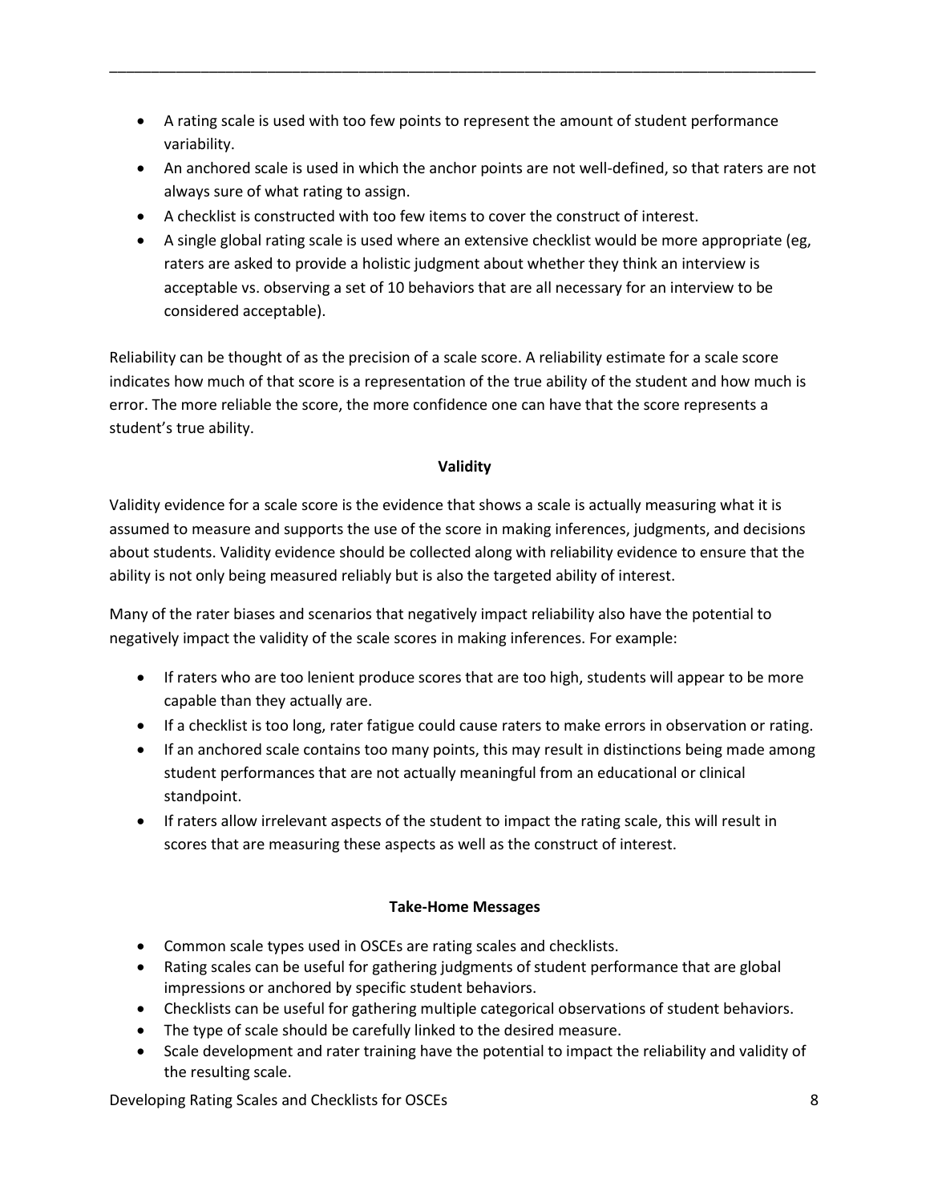- A rating scale is used with too few points to represent the amount of student performance variability.
- An anchored scale is used in which the anchor points are not well-defined, so that raters are not always sure of what rating to assign.
- A checklist is constructed with too few items to cover the construct of interest.
- A single global rating scale is used where an extensive checklist would be more appropriate (eg, raters are asked to provide a holistic judgment about whether they think an interview is acceptable vs. observing a set of 10 behaviors that are all necessary for an interview to be considered acceptable).

Reliability can be thought of as the precision of a scale score. A reliability estimate for a scale score indicates how much of that score is a representation of the true ability of the student and how much is error. The more reliable the score, the more confidence one can have that the score represents a student's true ability.

## Validity

Validity evidence for a scale score is the evidence that shows a scale is actually measuring what it is assumed to measure and supports the use of the score in making inferences, judgments, and decisions about students. Validity evidence should be collected along with reliability evidence to ensure that the ability is not only being measured reliably but is also the targeted ability of interest.

Many of the rater biases and scenarios that negatively impact reliability also have the potential to negatively impact the validity of the scale scores in making inferences. For example:

- If raters who are too lenient produce scores that are too high, students will appear to be more capable than they actually are.
- If a checklist is too long, rater fatigue could cause raters to make errors in observation or rating.
- If an anchored scale contains too many points, this may result in distinctions being made among student performances that are not actually meaningful from an educational or clinical standpoint.
- If raters allow irrelevant aspects of the student to impact the rating scale, this will result in scores that are measuring these aspects as well as the construct of interest.

## Take-Home Messages

- Common scale types used in OSCEs are rating scales and checklists.
- Rating scales can be useful for gathering judgments of student performance that are global impressions or anchored by specific student behaviors.
- Checklists can be useful for gathering multiple categorical observations of student behaviors.
- The type of scale should be carefully linked to the desired measure.
- Scale development and rater training have the potential to impact the reliability and validity of the resulting scale.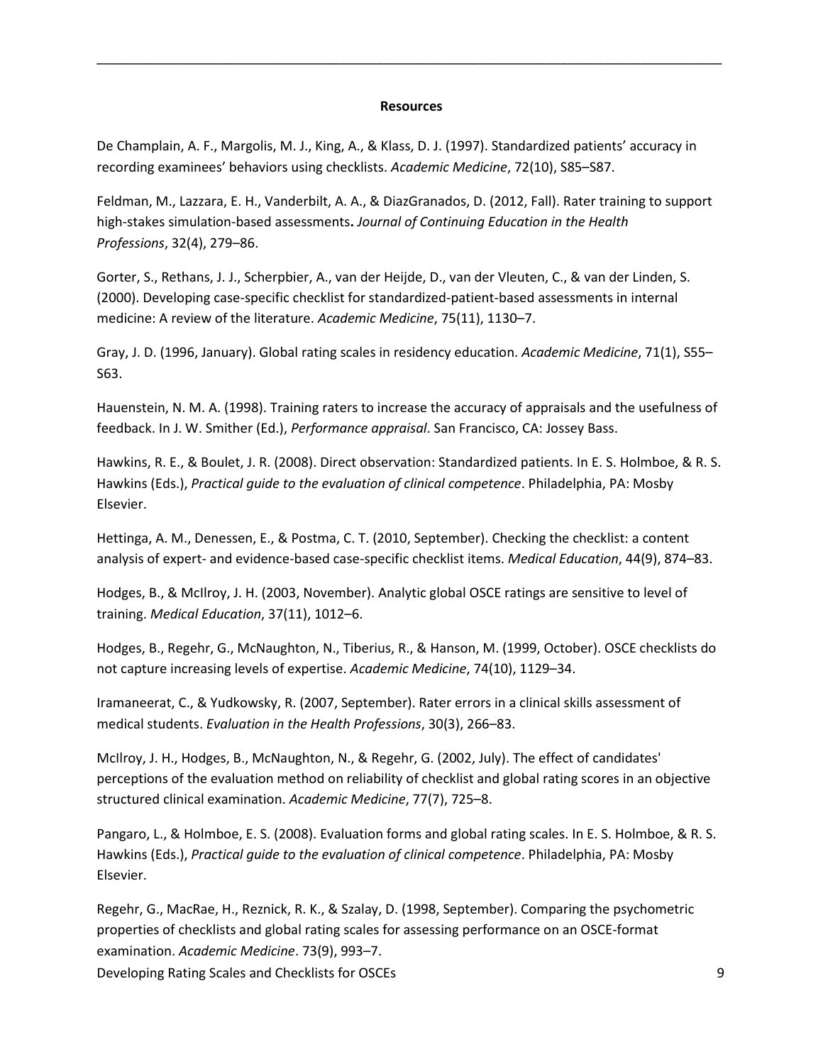**Resources**

De Champlain, A. F., Margolis, M. J., King, A., & Klass, D. J. (1997). Standardized patients' accuracy in recording examinees' behaviors using checklists. *Academic Medicine*, 72(10), S85–S87.

Feldman, M., Lazzara, E. H., Vanderbilt, A. A., & DiazGranados, D. (2012, Fall). Rater training to support high-stakes simulation-based assessments**.** *Journal of Continuing Education in the Health Professions*, 32(4), 279–86.

Gorter, S., Rethans, J. J., Scherpbier, A., van der Heijde, D., van der Vleuten, C., & van der Linden, S. (2000). Developing case-specific checklist for standardized-patient-based assessments in internal medicine: A review of the literature. *Academic Medicine*, 75(11), 1130–7.

Gray, J. D. (1996, January). Global rating scales in residency education. *Academic Medicine*, 71(1), S55–S63.

Hauenstein, N. M. A. (1998). Training raters to increase the accuracy of appraisals and the usefulness of feedback. In J. W. Smither (Ed.), *Performance appraisal*. San Francisco, CA: Jossey Bass.

Hawkins, R. E., & Boulet, J. R. (2008). Direct observation: Standardized patients. In E. S. Holmboe, & R. S. Hawkins (Eds.), *Practical guide to the evaluation of clinical competence*. Philadelphia, PA: Mosby Elsevier.

Hettinga, A. M., Denessen, E., & Postma, C. T. (2010, September). Checking the checklist: a content analysis of expert- and evidence-based case-specific checklist items. *Medical Education*, 44(9), 874–83.

Hodges, B., & McIlroy, J. H. (2003, November). Analytic global OSCE ratings are sensitive to level of training. *Medical Education*, 37(11), 1012–6.

Hodges, B., Regehr, G., McNaughton, N., Tiberius, R., & Hanson, M. (1999, October). OSCE checklists do not capture increasing levels of expertise. *Academic Medicine*, 74(10), 1129–34.

Iramaneerat, C., & Yudkowsky, R. (2007, September). Rater errors in a clinical skills assessment of medical students. *Evaluation in the Health Professions*, 30(3), 266–83.

McIlroy, J. H., Hodges, B., McNaughton, N., & Regehr, G. (2002, July). The effect of candidates' perceptions of the evaluation method on reliability of checklist and global rating scores in an objective structured clinical examination. *Academic Medicine*, 77(7), 725–8.

Pangaro, L., & Holmboe, E. S. (2008). Evaluation forms and global rating scales. In E. S. Holmboe, & R. S. Hawkins (Eds.), *Practical guide to the evaluation of clinical competence*. Philadelphia, PA: Mosby Elsevier.

Regehr, G., MacRae, H., Reznick, R. K., & Szalay, D. (1998, September). Comparing the psychometric properties of checklists and global rating scales for assessing performance on an OSCE-format examination. *Academic Medicine*. 73(9), 993–7.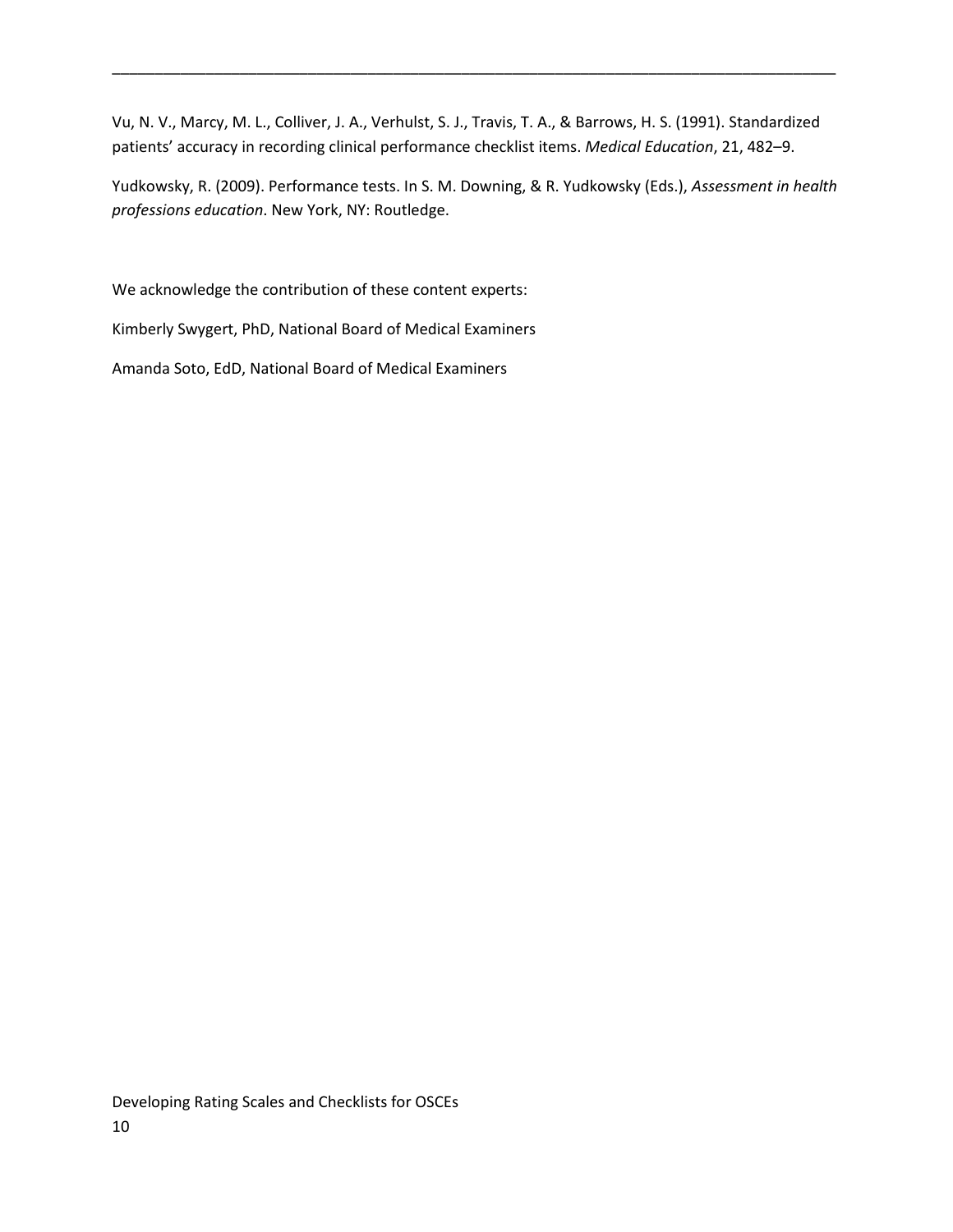Vu, N. V., Marcy, M. L., Colliver, J. A., Verhulst, S. J., Travis, T. A., & Barrows, H. S. (1991). Standardized patients' accuracy in recording clinical performance checklist items. *Medical Education*, 21, 482–9.

Yudkowsky, R. (2009). Performance tests. In S. M. Downing, & R. Yudkowsky (Eds.), *Assessment in health professions education*. New York, NY: Routledge.

We acknowledge the contribution of these content experts:

Kimberly Swygert, PhD, National Board of Medical Examiners

Amanda Soto, EdD, National Board of Medical Examiners